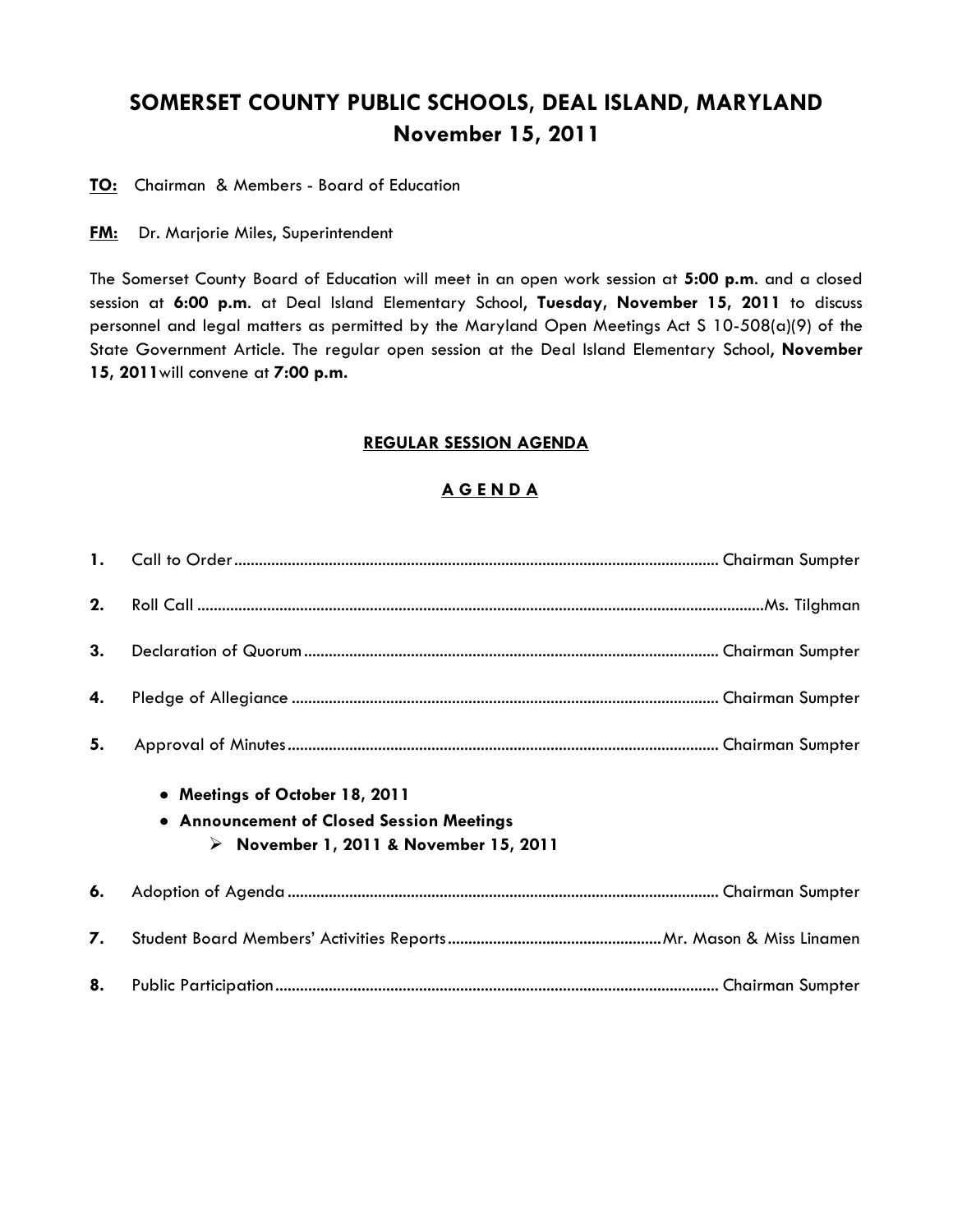# SOMERSET COUNTY PUBLIC SCHOOLS, DEAL ISLAND, MARYLAND
## November 15, 2011

**TO:** Chairman & Members - Board of Education

**FM:** Dr. Marjorie Miles, Superintendent

The Somerset County Board of Education will meet in an open work session at **5:00 p.m**. and a closed session at **6:00 p.m**. at Deal Island Elementary School, **Tuesday, November 15, 2011** to discuss personnel and legal matters as permitted by the Maryland Open Meetings Act S 10-508(a)(9) of the State Government Article. The regular open session at the Deal Island Elementary School, **November 15, 2011** will convene at **7:00 p.m.**

### REGULAR SESSION AGENDA

### A G E N D A

1. Call to Order .......... Chairman Sumpter
2. Roll Call .......... Ms. Tilghman
3. Declaration of Quorum .......... Chairman Sumpter
4. Pledge of Allegiance .......... Chairman Sumpter
5. Approval of Minutes .......... Chairman Sumpter
   - **Meetings of October 18, 2011**
   - **Announcement of Closed Session Meetings**
     - **November 1, 2011 & November 15, 2011**
6. Adoption of Agenda .......... Chairman Sumpter
7. Student Board Members' Activities Reports .......... Mr. Mason & Miss Linamen
8. Public Participation .......... Chairman Sumpter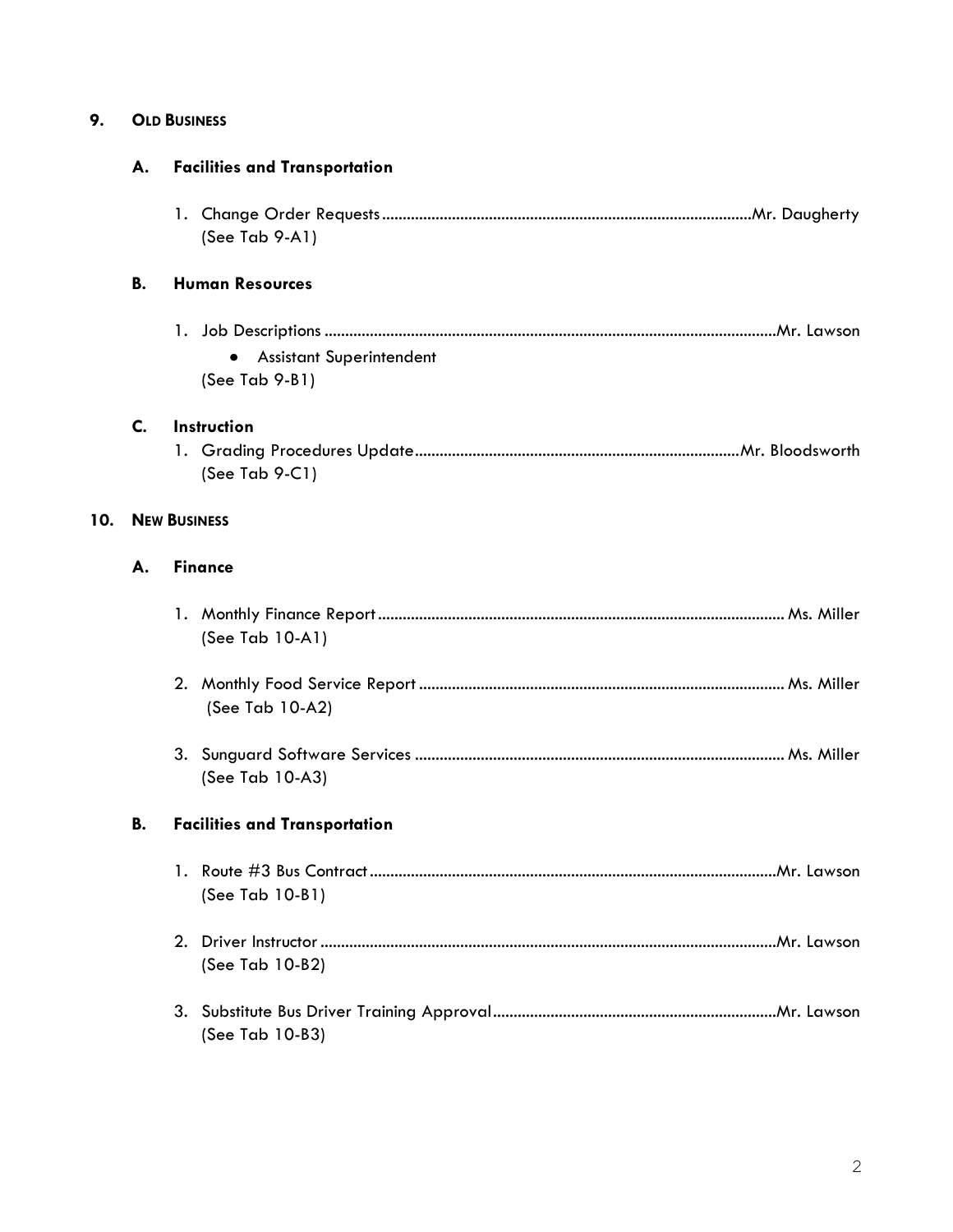## 9. OLD BUSINESS

### A. Facilities and Transportation

1. Change Order Requests.........................................................................................Mr. Daugherty
   (See Tab 9-A1)

### B. Human Resources

1. Job Descriptions ............................................................................................................Mr. Lawson
   - Assistant Superintendent

   (See Tab 9-B1)

### C. Instruction

1. Grading Procedures Update.............................................................................Mr. Bloodsworth
   (See Tab 9-C1)

## 10. NEW BUSINESS

### A. Finance

1. Monthly Finance Report................................................................................................. Ms. Miller
   (See Tab 10-A1)

2. Monthly Food Service Report ........................................................................................ Ms. Miller
   (See Tab 10-A2)

3. Sunguard Software Services ......................................................................................... Ms. Miller
   (See Tab 10-A3)

### B. Facilities and Transportation

1. Route #3 Bus Contract..................................................................................................Mr. Lawson
   (See Tab 10-B1)

2. Driver Instructor .............................................................................................................Mr. Lawson
   (See Tab 10-B2)

3. Substitute Bus Driver Training Approval.....................................................................Mr. Lawson
   (See Tab 10-B3)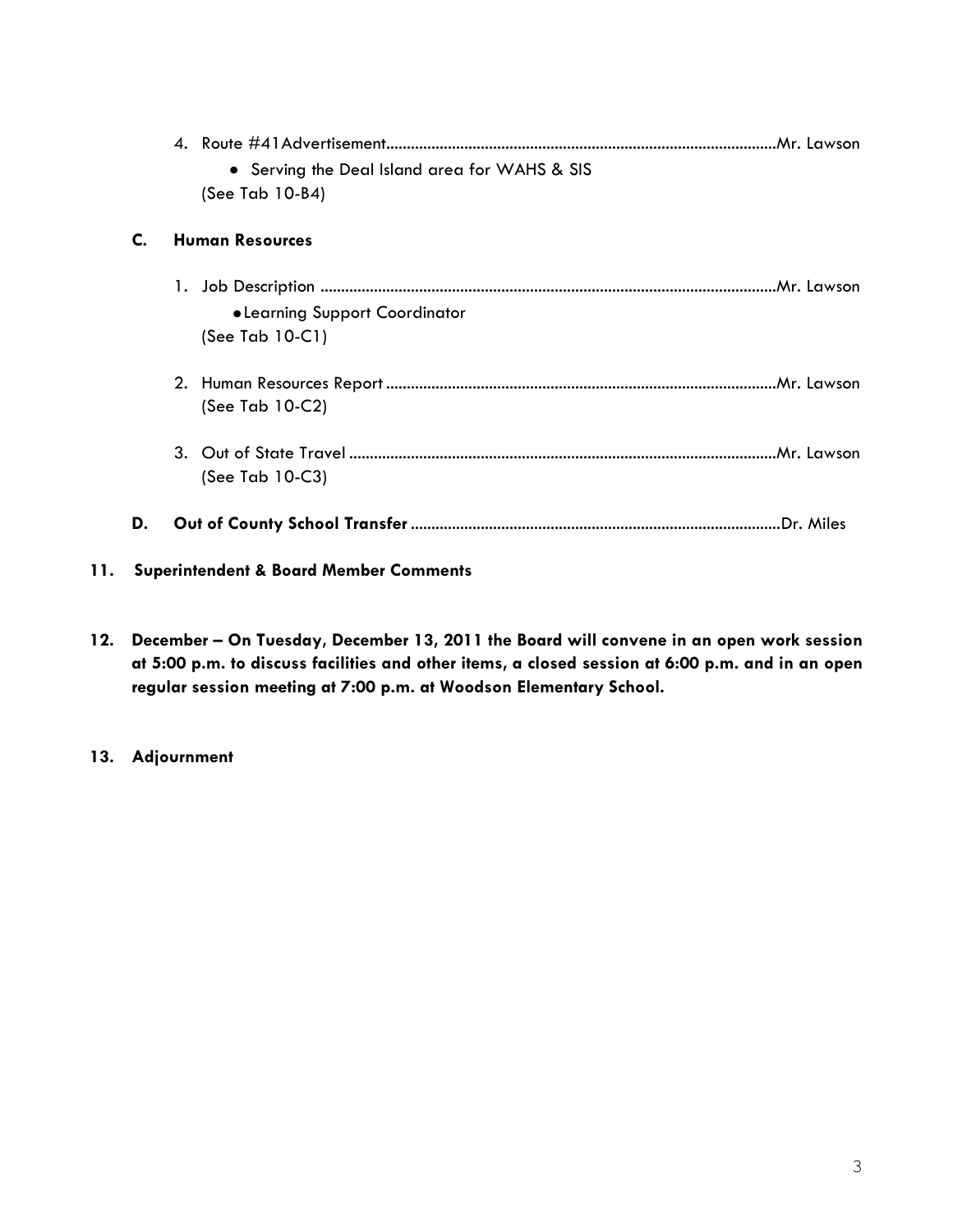4. Route #41Advertisement..............................................................................................Mr. Lawson
   - Serving the Deal Island area for WAHS & SIS

   (See Tab 10-B4)

**C. Human Resources**

1. Job Description ..............................................................................................................Mr. Lawson
   - Learning Support Coordinator

   (See Tab 10-C1)

2. Human Resources Report ..............................................................................................Mr. Lawson

   (See Tab 10-C2)

3. Out of State Travel .........................................................................................................Mr. Lawson

   (See Tab 10-C3)

**D. Out of County School Transfer** ..........................................................................................Dr. Miles

**11. Superintendent & Board Member Comments**

**12. December – On Tuesday, December 13, 2011 the Board will convene in an open work session at 5:00 p.m. to discuss facilities and other items, a closed session at 6:00 p.m. and in an open regular session meeting at 7:00 p.m. at Woodson Elementary School.**

**13. Adjournment**